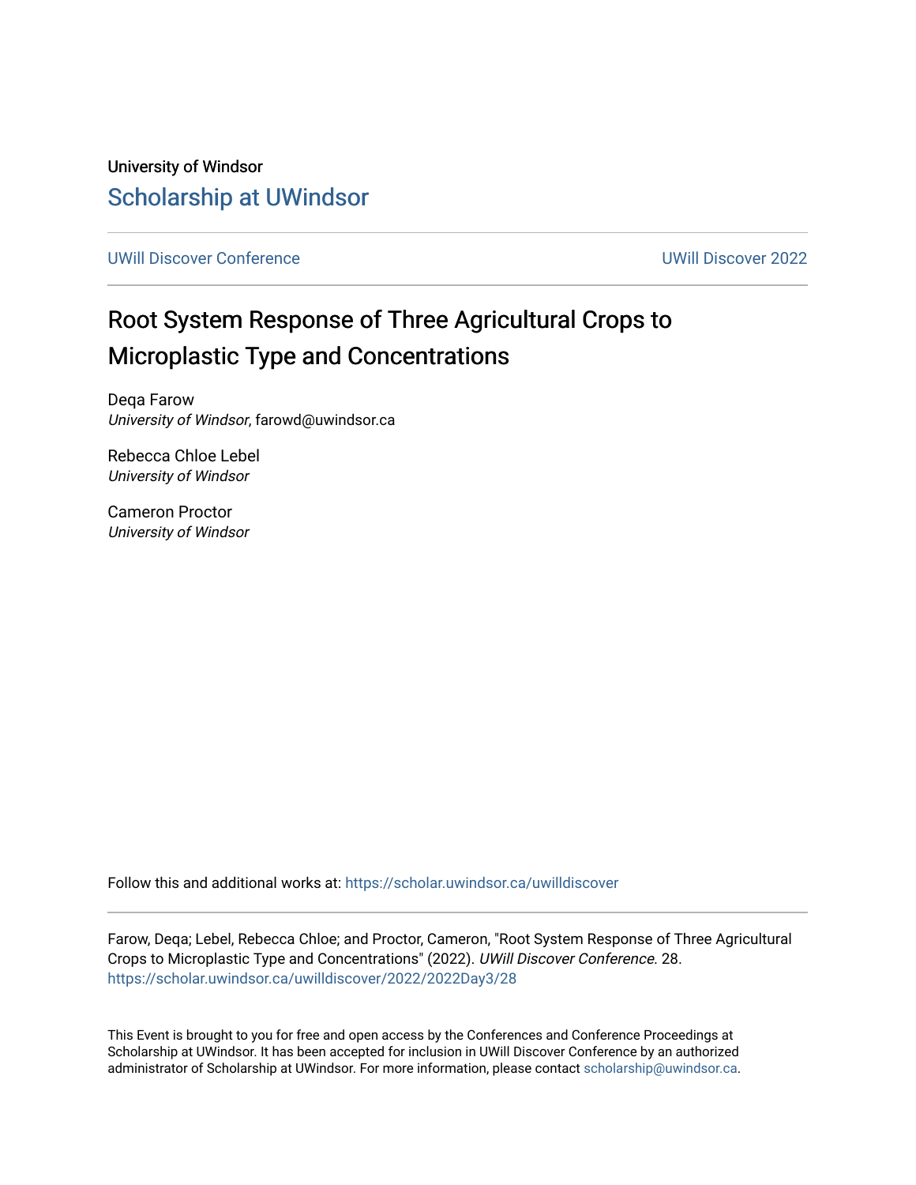University of Windsor

Scholarship at UWindsor

UWill Discover Conference | UWill Discover 2022

# Root System Response of Three Agricultural Crops to Microplastic Type and Concentrations

Deqa Farow
*University of Windsor*, farowd@uwindsor.ca

Rebecca Chloe Lebel
*University of Windsor*

Cameron Proctor
*University of Windsor*

Follow this and additional works at: https://scholar.uwindsor.ca/uwilldiscover

Farow, Deqa; Lebel, Rebecca Chloe; and Proctor, Cameron, "Root System Response of Three Agricultural Crops to Microplastic Type and Concentrations" (2022). *UWill Discover Conference*. 28.
https://scholar.uwindsor.ca/uwilldiscover/2022/2022Day3/28

This Event is brought to you for free and open access by the Conferences and Conference Proceedings at Scholarship at UWindsor. It has been accepted for inclusion in UWill Discover Conference by an authorized administrator of Scholarship at UWindsor. For more information, please contact scholarship@uwindsor.ca.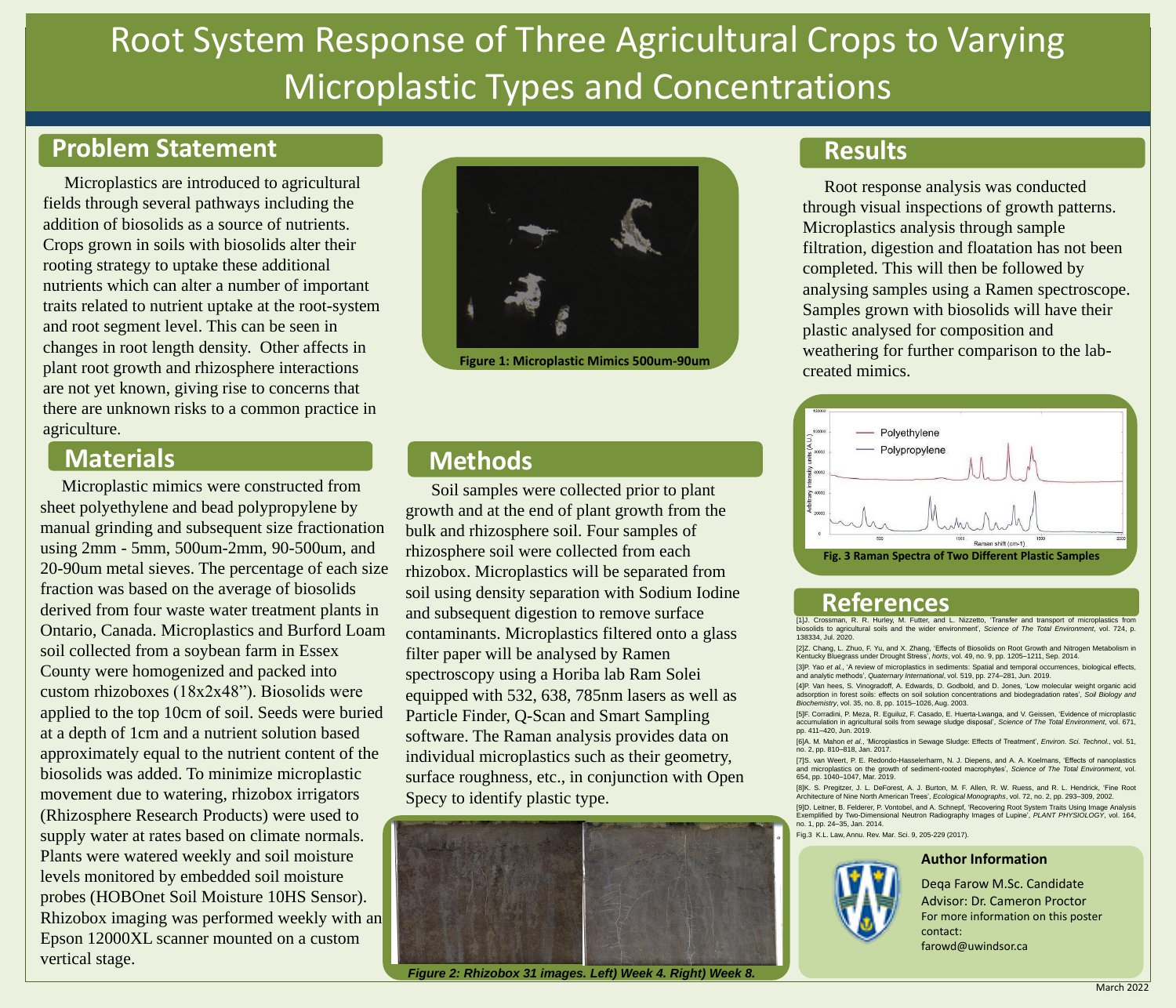# Root System Response of Three Agricultural Crops to Varying Microplastic Types and Concentrations

## Problem Statement

Microplastics are introduced to agricultural fields through several pathways including the addition of biosolids as a source of nutrients. Crops grown in soils with biosolids alter their rooting strategy to uptake these additional nutrients which can alter a number of important traits related to nutrient uptake at the root-system and root segment level. This can be seen in changes in root length density. Other affects in plant root growth and rhizosphere interactions are not yet known, giving rise to concerns that there are unknown risks to a common practice in agriculture.

## Materials

Microplastic mimics were constructed from sheet polyethylene and bead polypropylene by manual grinding and subsequent size fractionation using 2mm - 5mm, 500um-2mm, 90-500um, and 20-90um metal sieves. The percentage of each size fraction was based on the average of biosolids derived from four waste water treatment plants in Ontario, Canada. Microplastics and Burford Loam soil collected from a soybean farm in Essex County were homogenized and packed into custom rhizoboxes (18x2x48"). Biosolids were applied to the top 10cm of soil. Seeds were buried at a depth of 1cm and a nutrient solution based approximately equal to the nutrient content of the biosolids was added. To minimize microplastic movement due to watering, rhizobox irrigators (Rhizosphere Research Products) were used to supply water at rates based on climate normals. Plants were watered weekly and soil moisture levels monitored by embedded soil moisture probes (HOBOnet Soil Moisture 10HS Sensor). Rhizobox imaging was performed weekly with an Epson 12000XL scanner mounted on a custom vertical stage.

**Figure 1: Microplastic Mimics 500um-90um**

## Methods

Soil samples were collected prior to plant growth and at the end of plant growth from the bulk and rhizosphere soil. Four samples of rhizosphere soil were collected from each rhizobox. Microplastics will be separated from soil using density separation with Sodium Iodine and subsequent digestion to remove surface contaminants. Microplastics filtered onto a glass filter paper will be analysed by Ramen spectroscopy using a Horiba lab Ram Solei equipped with 532, 638, 785nm lasers as well as Particle Finder, Q-Scan and Smart Sampling software. The Raman analysis provides data on individual microplastics such as their geometry, surface roughness, etc., in conjunction with Open Specy to identify plastic type.

*Figure 2: Rhizobox 31 images. Left) Week 4. Right) Week 8.*

## Results

Root response analysis was conducted through visual inspections of growth patterns. Microplastics analysis through sample filtration, digestion and floatation has not been completed. This will then be followed by analysing samples using a Ramen spectroscope. Samples grown with biosolids will have their plastic analysed for composition and weathering for further comparison to the lab-created mimics.

Polyethylene
Polypropylene
Arbitrary intensity units (A.U.)
120000
100000
80000
60000
40000
20000
0
500
1000
1500
2000
Raman shift (cm-1)

**Fig. 3 Raman Spectra of Two Different Plastic Samples**

## References

[1]J. Crossman, R. R. Hurley, M. Futter, and L. Nizzetto, 'Transfer and transport of microplastics from biosolids to agricultural soils and the wider environment', *Science of The Total Environment*, vol. 724, p. 138334, Jul. 2020.

[2]Z. Chang, L. Zhuo, F. Yu, and X. Zhang, 'Effects of Biosolids on Root Growth and Nitrogen Metabolism in Kentucky Bluegrass under Drought Stress', *horts*, vol. 49, no. 9, pp. 1205–1211, Sep. 2014.

[3]P. Yao *et al.*, 'A review of microplastics in sediments: Spatial and temporal occurrences, biological effects, and analytic methods', *Quaternary International*, vol. 519, pp. 274–281, Jun. 2019.

[4]P. Van hees, S. Vinogradoff, A. Edwards, D. Godbold, and D. Jones, 'Low molecular weight organic acid adsorption in forest soils: effects on soil solution concentrations and biodegradation rates', *Soil Biology and Biochemistry*, vol. 35, no. 8, pp. 1015–1026, Aug. 2003.

[5]F. Corradini, P. Meza, R. Eguiluz, F. Casado, E. Huerta-Lwanga, and V. Geissen, 'Evidence of microplastic accumulation in agricultural soils from sewage sludge disposal', *Science of The Total Environment*, vol. 671, pp. 411–420, Jun. 2019.

[6]A. M. Mahon *et al.*, 'Microplastics in Sewage Sludge: Effects of Treatment', *Environ. Sci. Technol.*, vol. 51, no. 2, pp. 810–818, Jan. 2017.

[7]S. van Weert, P. E. Redondo-Hasselerharm, N. J. Diepens, and A. A. Koelmans, 'Effects of nanoplastics and microplastics on the growth of sediment-rooted macrophytes', *Science of The Total Environment*, vol. 654, pp. 1040–1047, Mar. 2019.

[8]K. S. Pregitzer, J. L. DeForest, A. J. Burton, M. F. Allen, R. W. Ruess, and R. L. Hendrick, 'Fine Root Architecture of Nine North American Trees', *Ecological Monographs*, vol. 72, no. 2, pp. 293–309, 2002.

[9]D. Leitner, B. Felderer, P. Vontobel, and A. Schnepf, 'Recovering Root System Traits Using Image Analysis Exemplified by Two-Dimensional Neutron Radiography Images of Lupine', *PLANT PHYSIOLOGY*, vol. 164, no. 1, pp. 24–35, Jan. 2014.

Fig.3 K.L. Law, Annu. Rev. Mar. Sci. 9, 205-229 (2017).

### Author Information

Deqa Farow M.Sc. Candidate
Advisor: Dr. Cameron Proctor
For more information on this poster contact:
farowd@uwindsor.ca

March 2022